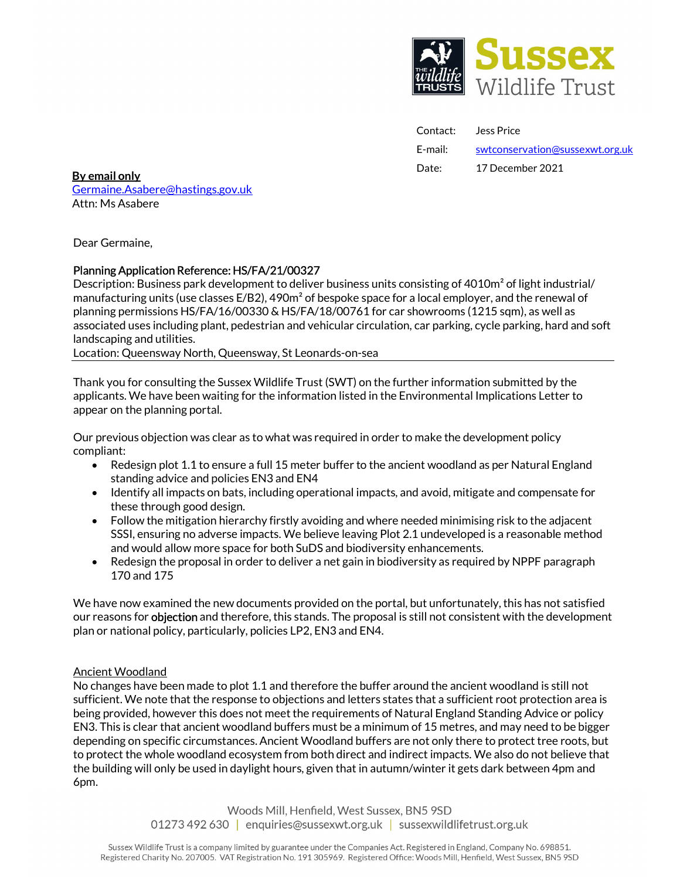**Sussex** Wildlife Trust

Contact: Jess Price
E-mail: swtconservation@sussexwt.org.uk
Date: 17 December 2021

**By email only**
Germaine.Asabere@hastings.gov.uk
Attn: Ms Asabere

Dear Germaine,

**Planning Application Reference: HS/FA/21/00327**
Description: Business park development to deliver business units consisting of 4010m² of light industrial/ manufacturing units (use classes E/B2), 490m² of bespoke space for a local employer, and the renewal of planning permissions HS/FA/16/00330 & HS/FA/18/00761 for car showrooms (1215 sqm), as well as associated uses including plant, pedestrian and vehicular circulation, car parking, cycle parking, hard and soft landscaping and utilities.
Location: Queensway North, Queensway, St Leonards-on-sea

---

Thank you for consulting the Sussex Wildlife Trust (SWT) on the further information submitted by the applicants. We have been waiting for the information listed in the Environmental Implications Letter to appear on the planning portal.

Our previous objection was clear as to what was required in order to make the development policy compliant:

- Redesign plot 1.1 to ensure a full 15 meter buffer to the ancient woodland as per Natural England standing advice and policies EN3 and EN4
- Identify all impacts on bats, including operational impacts, and avoid, mitigate and compensate for these through good design.
- Follow the mitigation hierarchy firstly avoiding and where needed minimising risk to the adjacent SSSI, ensuring no adverse impacts. We believe leaving Plot 2.1 undeveloped is a reasonable method and would allow more space for both SuDS and biodiversity enhancements.
- Redesign the proposal in order to deliver a net gain in biodiversity as required by NPPF paragraph 170 and 175

We have now examined the new documents provided on the portal, but unfortunately, this has not satisfied our reasons for objection and therefore, this stands. The proposal is still not consistent with the development plan or national policy, particularly, policies LP2, EN3 and EN4.

Ancient Woodland

No changes have been made to plot 1.1 and therefore the buffer around the ancient woodland is still not sufficient. We note that the response to objections and letters states that a sufficient root protection area is being provided, however this does not meet the requirements of Natural England Standing Advice or policy EN3. This is clear that ancient woodland buffers must be a minimum of 15 metres, and may need to be bigger depending on specific circumstances. Ancient Woodland buffers are not only there to protect tree roots, but to protect the whole woodland ecosystem from both direct and indirect impacts. We also do not believe that the building will only be used in daylight hours, given that in autumn/winter it gets dark between 4pm and 6pm.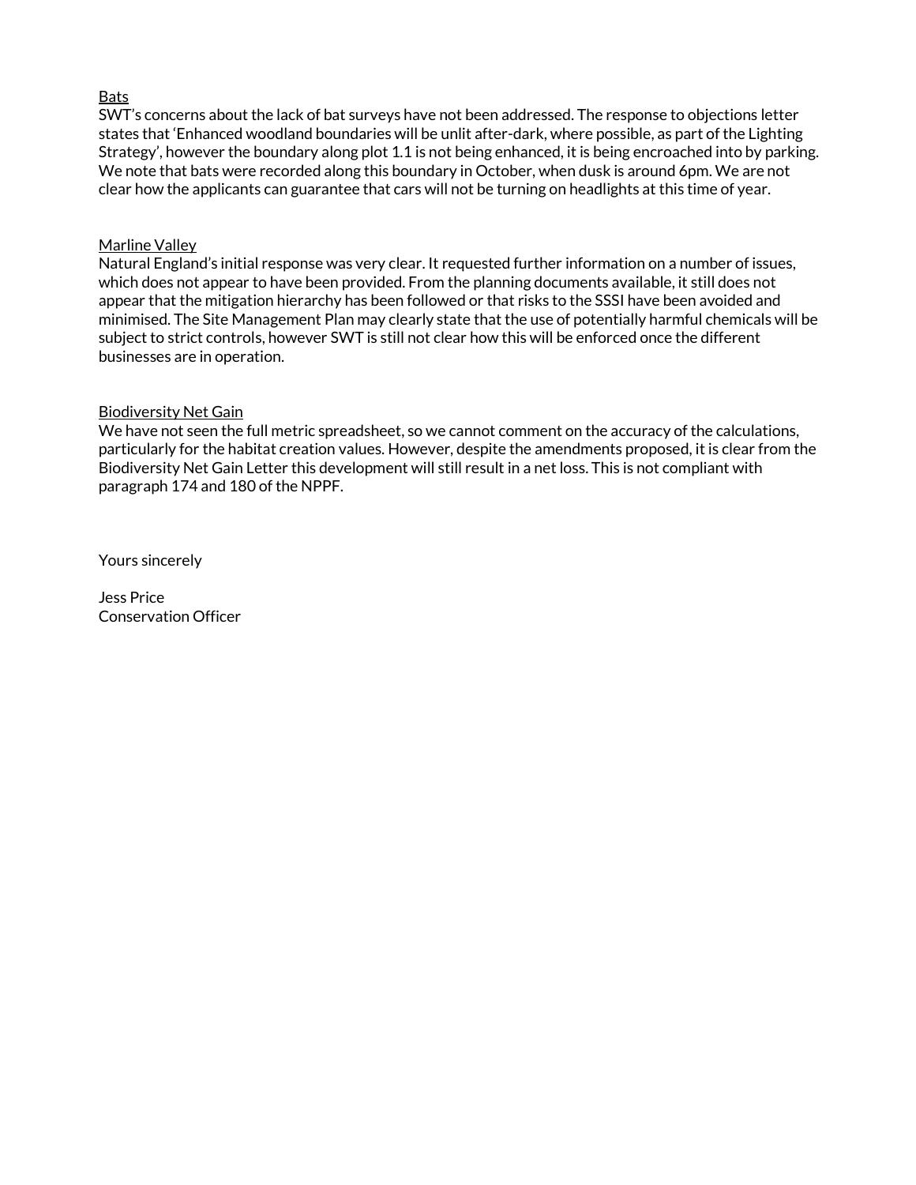<u>Bats</u>

SWT's concerns about the lack of bat surveys have not been addressed. The response to objections letter states that 'Enhanced woodland boundaries will be unlit after-dark, where possible, as part of the Lighting Strategy', however the boundary along plot 1.1 is not being enhanced, it is being encroached into by parking. We note that bats were recorded along this boundary in October, when dusk is around 6pm. We are not clear how the applicants can guarantee that cars will not be turning on headlights at this time of year.

<u>Marline Valley</u>

Natural England's initial response was very clear. It requested further information on a number of issues, which does not appear to have been provided. From the planning documents available, it still does not appear that the mitigation hierarchy has been followed or that risks to the SSSI have been avoided and minimised. The Site Management Plan may clearly state that the use of potentially harmful chemicals will be subject to strict controls, however SWT is still not clear how this will be enforced once the different businesses are in operation.

<u>Biodiversity Net Gain</u>

We have not seen the full metric spreadsheet, so we cannot comment on the accuracy of the calculations, particularly for the habitat creation values. However, despite the amendments proposed, it is clear from the Biodiversity Net Gain Letter this development will still result in a net loss. This is not compliant with paragraph 174 and 180 of the NPPF.

Yours sincerely

Jess Price
Conservation Officer